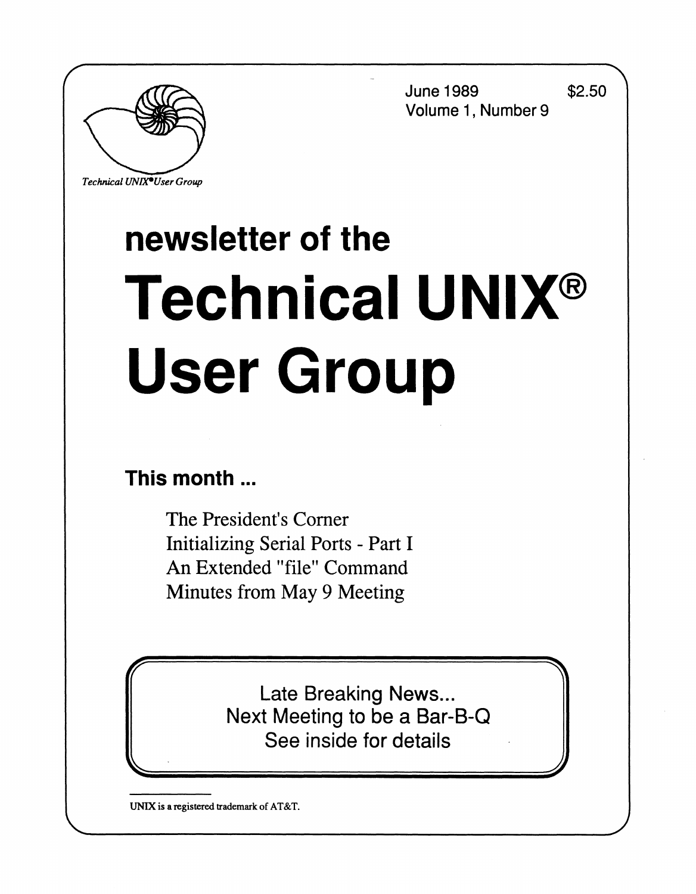June 1989 $2.50
Volume 1, Number 9

*Technical UNIX®User Group*

# newsletter of the Technical UNIX® User Group

## This month ...

The President's Corner
Initializing Serial Ports - Part I
An Extended "file" Command
Minutes from May 9 Meeting

Late Breaking News...
Next Meeting to be a Bar-B-Q
See inside for details

UNIX is a registered trademark of AT&T.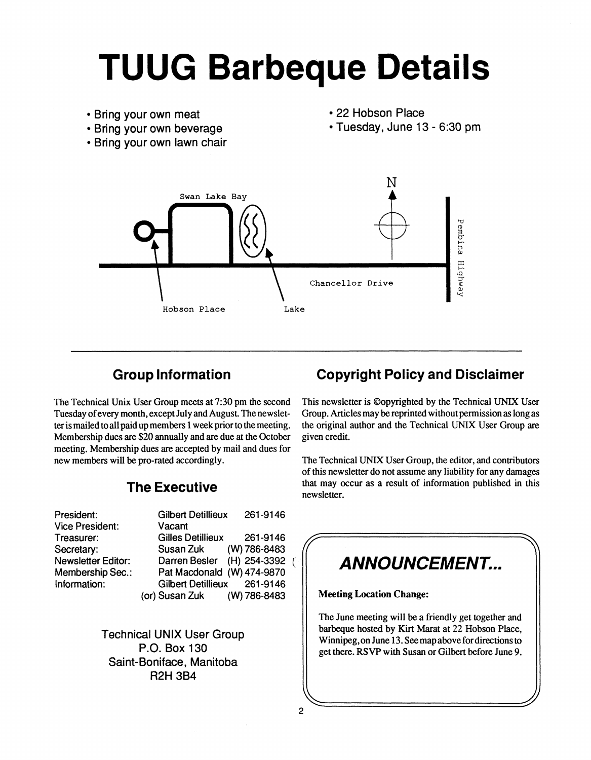# TUUG Barbeque Details

- Bring your own meat
- Bring your own beverage
- Bring your own lawn chair

- 22 Hobson Place
- Tuesday, June 13 - 6:30 pm

Swan Lake Bay

N

Pembina Highway

Chancellor Drive

Hobson Place

Lake

---

## Group Information

The Technical Unix User Group meets at 7:30 pm the second Tuesday of every month, except July and August. The newsletter is mailed to all paid up members 1 week prior to the meeting. Membership dues are $20 annually and are due at the October meeting. Membership dues are accepted by mail and dues for new members will be pro-rated accordingly.

## The Executive

| | | |
|---|---|---|
| President: | Gilbert Detillieux | 261-9146 |
| Vice President: | Vacant | |
| Treasurer: | Gilles Detillieux | 261-9146 |
| Secretary: | Susan Zuk | (W) 786-8483 |
| Newsletter Editor: | Darren Besler | (H) 254-3392 |
| Membership Sec.: | Pat Macdonald | (W) 474-9870 |
| Information: | Gilbert Detillieux | 261-9146 |
| | (or) Susan Zuk | (W) 786-8483 |

Technical UNIX User Group
P.O. Box 130
Saint-Boniface, Manitoba
R2H 3B4

## Copyright Policy and Disclaimer

This newsletter is ©opyrighted by the Technical UNIX User Group. Articles may be reprinted without permission as long as the original author and the Technical UNIX User Group are given credit.

The Technical UNIX User Group, the editor, and contributors of this newsletter do not assume any liability for any damages that may occur as a result of information published in this newsletter.

## *ANNOUNCEMENT...*

**Meeting Location Change:**

The June meeting will be a friendly get together and barbeque hosted by Kirt Marat at 22 Hobson Place, Winnipeg, on June 13. See map above for directions to get there. RSVP with Susan or Gilbert before June 9.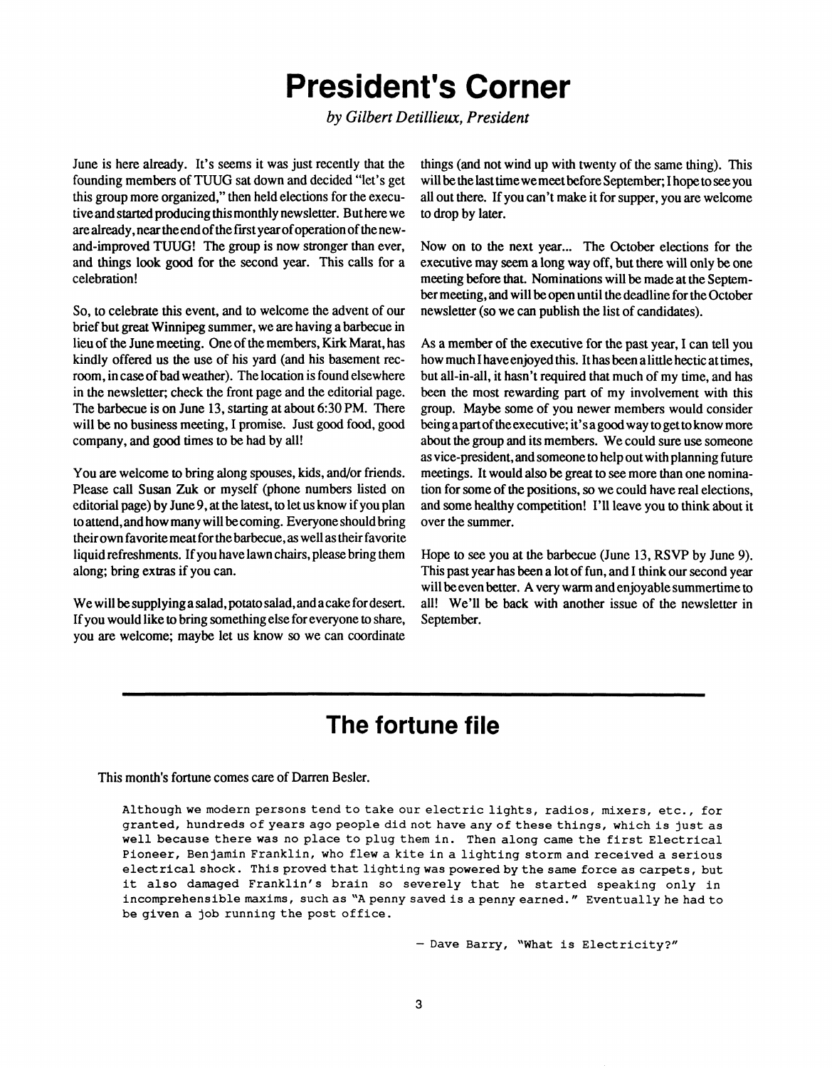# President's Corner

*by Gilbert Detillieux, President*

June is here already. It's seems it was just recently that the founding members of TUUG sat down and decided "let's get this group more organized," then held elections for the executive and started producing this monthly newsletter. But here we are already, near the end of the first year of operation of the new-and-improved TUUG! The group is now stronger than ever, and things look good for the second year. This calls for a celebration!

So, to celebrate this event, and to welcome the advent of our brief but great Winnipeg summer, we are having a barbecue in lieu of the June meeting. One of the members, Kirk Marat, has kindly offered us the use of his yard (and his basement rec-room, in case of bad weather). The location is found elsewhere in the newsletter; check the front page and the editorial page. The barbecue is on June 13, starting at about 6:30 PM. There will be no business meeting, I promise. Just good food, good company, and good times to be had by all!

You are welcome to bring along spouses, kids, and/or friends. Please call Susan Zuk or myself (phone numbers listed on editorial page) by June 9, at the latest, to let us know if you plan to attend, and how many will be coming. Everyone should bring their own favorite meat for the barbecue, as well as their favorite liquid refreshments. If you have lawn chairs, please bring them along; bring extras if you can.

We will be supplying a salad, potato salad, and a cake for desert. If you would like to bring something else for everyone to share, you are welcome; maybe let us know so we can coordinate things (and not wind up with twenty of the same thing). This will be the last time we meet before September; I hope to see you all out there. If you can't make it for supper, you are welcome to drop by later.

Now on to the next year... The October elections for the executive may seem a long way off, but there will only be one meeting before that. Nominations will be made at the September meeting, and will be open until the deadline for the October newsletter (so we can publish the list of candidates).

As a member of the executive for the past year, I can tell you how much I have enjoyed this. It has been a little hectic at times, but all-in-all, it hasn't required that much of my time, and has been the most rewarding part of my involvement with this group. Maybe some of you newer members would consider being a part of the executive; it's a good way to get to know more about the group and its members. We could sure use someone as vice-president, and someone to help out with planning future meetings. It would also be great to see more than one nomination for some of the positions, so we could have real elections, and some healthy competition! I'll leave you to think about it over the summer.

Hope to see you at the barbecue (June 13, RSVP by June 9). This past year has been a lot of fun, and I think our second year will be even better. A very warm and enjoyable summertime to all! We'll be back with another issue of the newsletter in September.

---

# The fortune file

This month's fortune comes care of Darren Besler.

```
Although we modern persons tend to take our electric lights, radios, mixers, etc., for
granted, hundreds of years ago people did not have any of these things, which is just as
well because there was no place to plug them in. Then along came the first Electrical
Pioneer, Benjamin Franklin, who flew a kite in a lighting storm and received a serious
electrical shock. This proved that lighting was powered by the same force as carpets, but
it also damaged Franklin's brain so severely that he started speaking only in
incomprehensible maxims, such as "A penny saved is a penny earned." Eventually he had to
be given a job running the post office.

                                        - Dave Barry, "What is Electricity?"
```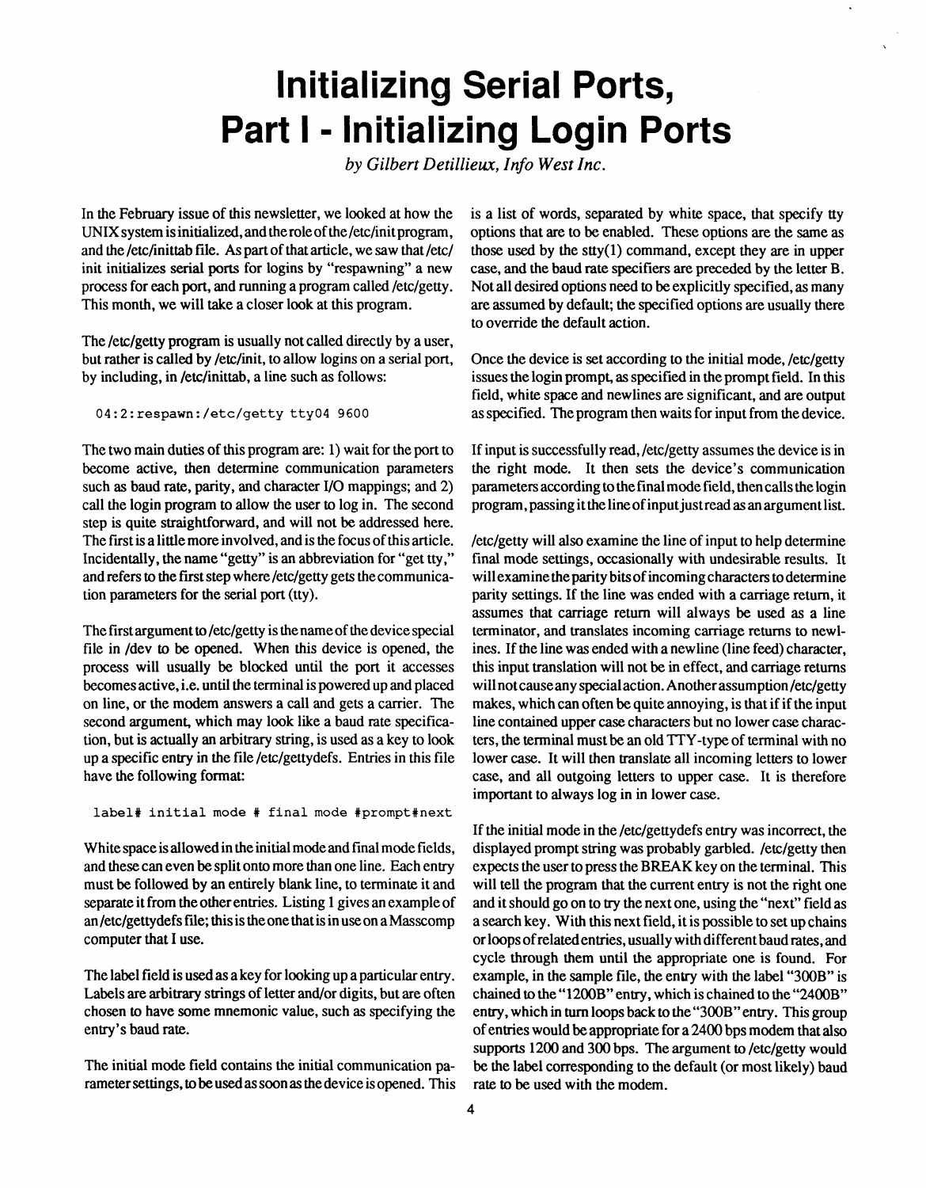# Initializing Serial Ports, Part I - Initializing Login Ports

*by Gilbert Detillieux, Info West Inc.*

In the February issue of this newsletter, we looked at how the UNIX system is initialized, and the role of the /etc/init program, and the /etc/inittab file. As part of that article, we saw that /etc/init initializes serial ports for logins by "respawning" a new process for each port, and running a program called /etc/getty. This month, we will take a closer look at this program.

The /etc/getty program is usually not called directly by a user, but rather is called by /etc/init, to allow logins on a serial port, by including, in /etc/inittab, a line such as follows:

```
04:2:respawn:/etc/getty tty04 9600
```

The two main duties of this program are: 1) wait for the port to become active, then determine communication parameters such as baud rate, parity, and character I/O mappings; and 2) call the login program to allow the user to log in. The second step is quite straightforward, and will not be addressed here. The first is a little more involved, and is the focus of this article. Incidentally, the name "getty" is an abbreviation for "get tty," and refers to the first step where /etc/getty gets the communication parameters for the serial port (tty).

The first argument to /etc/getty is the name of the device special file in /dev to be opened. When this device is opened, the process will usually be blocked until the port it accesses becomes active, i.e. until the terminal is powered up and placed on line, or the modem answers a call and gets a carrier. The second argument, which may look like a baud rate specification, but is actually an arbitrary string, is used as a key to look up a specific entry in the file /etc/gettydefs. Entries in this file have the following format:

```
label# initial mode # final mode #prompt#next
```

White space is allowed in the initial mode and final mode fields, and these can even be split onto more than one line. Each entry must be followed by an entirely blank line, to terminate it and separate it from the other entries. Listing 1 gives an example of an /etc/gettydefs file; this is the one that is in use on a Masscomp computer that I use.

The label field is used as a key for looking up a particular entry. Labels are arbitrary strings of letter and/or digits, but are often chosen to have some mnemonic value, such as specifying the entry's baud rate.

The initial mode field contains the initial communication parameter settings, to be used as soon as the device is opened. This is a list of words, separated by white space, that specify tty options that are to be enabled. These options are the same as those used by the stty(1) command, except they are in upper case, and the baud rate specifiers are preceded by the letter B. Not all desired options need to be explicitly specified, as many are assumed by default; the specified options are usually there to override the default action.

Once the device is set according to the initial mode, /etc/getty issues the login prompt, as specified in the prompt field. In this field, white space and newlines are significant, and are output as specified. The program then waits for input from the device.

If input is successfully read, /etc/getty assumes the device is in the right mode. It then sets the device's communication parameters according to the final mode field, then calls the login program, passing it the line of input just read as an argument list.

/etc/getty will also examine the line of input to help determine final mode settings, occasionally with undesirable results. It will examine the parity bits of incoming characters to determine parity settings. If the line was ended with a carriage return, it assumes that carriage return will always be used as a line terminator, and translates incoming carriage returns to newlines. If the line was ended with a newline (line feed) character, this input translation will not be in effect, and carriage returns will not cause any special action. Another assumption /etc/getty makes, which can often be quite annoying, is that if the input line contained upper case characters but no lower case characters, the terminal must be an old TTY-type of terminal with no lower case. It will then translate all incoming letters to lower case, and all outgoing letters to upper case. It is therefore important to always log in in lower case.

If the initial mode in the /etc/gettydefs entry was incorrect, the displayed prompt string was probably garbled. /etc/getty then expects the user to press the BREAK key on the terminal. This will tell the program that the current entry is not the right one and it should go on to try the next one, using the "next" field as a search key. With this next field, it is possible to set up chains or loops of related entries, usually with different baud rates, and cycle through them until the appropriate one is found. For example, in the sample file, the entry with the label "300B" is chained to the "1200B" entry, which is chained to the "2400B" entry, which in turn loops back to the "300B" entry. This group of entries would be appropriate for a 2400 bps modem that also supports 1200 and 300 bps. The argument to /etc/getty would be the label corresponding to the default (or most likely) baud rate to be used with the modem.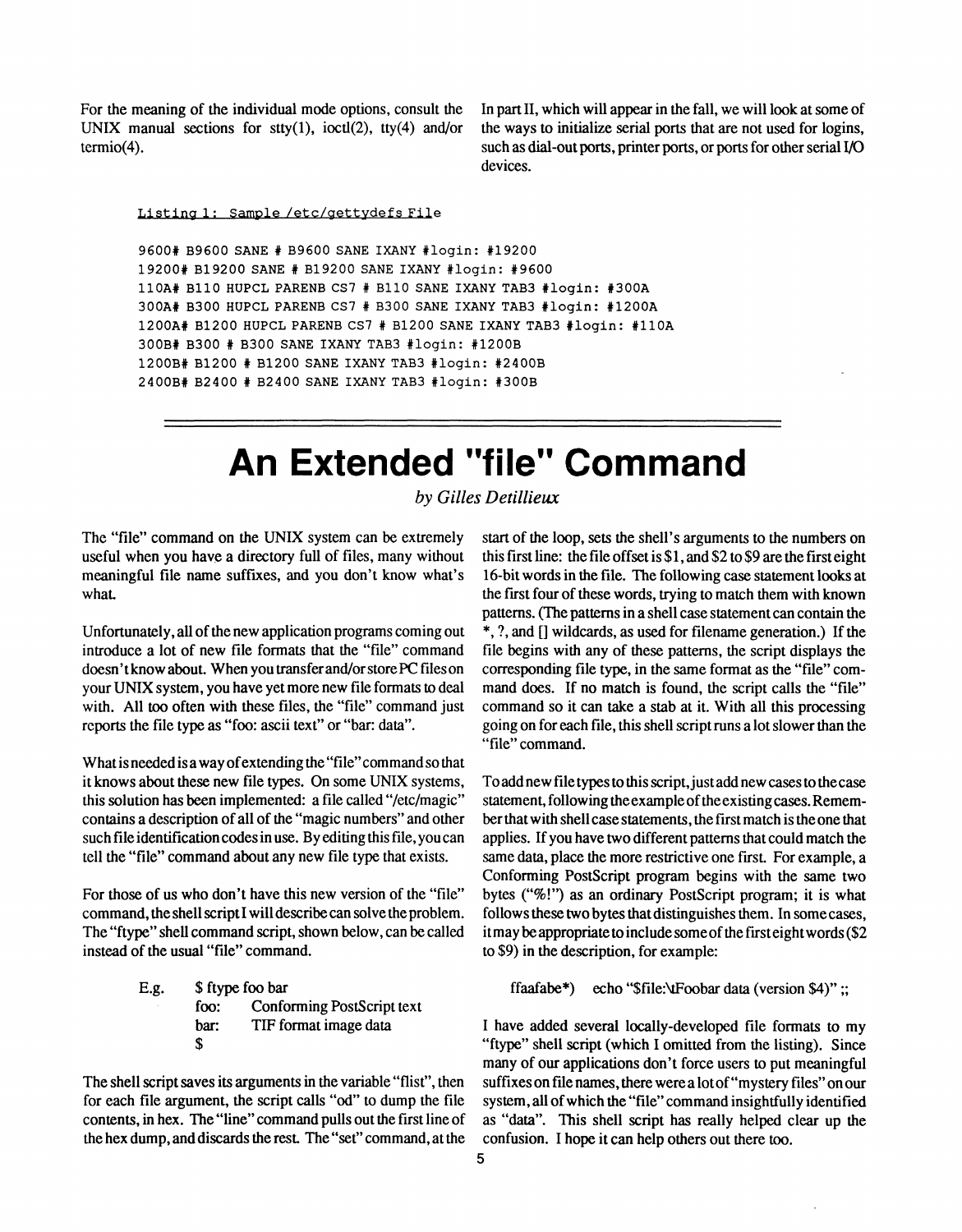For the meaning of the individual mode options, consult the UNIX manual sections for stty(1), ioctl(2), tty(4) and/or termio(4).

In part II, which will appear in the fall, we will look at some of the ways to initialize serial ports that are not used for logins, such as dial-out ports, printer ports, or ports for other serial I/O devices.

Listing 1: Sample /etc/gettydefs File

```
9600# B9600 SANE # B9600 SANE IXANY #login: #19200
19200# B19200 SANE # B19200 SANE IXANY #login: #9600
110A# B110 HUPCL PARENB CS7 # B110 SANE IXANY TAB3 #login: #300A
300A# B300 HUPCL PARENB CS7 # B300 SANE IXANY TAB3 #login: #1200A
1200A# B1200 HUPCL PARENB CS7 # B1200 SANE IXANY TAB3 #login: #110A
300B# B300 # B300 SANE IXANY TAB3 #login: #1200B
1200B# B1200 # B1200 SANE IXANY TAB3 #login: #2400B
2400B# B2400 # B2400 SANE IXANY TAB3 #login: #300B
```

# An Extended "file" Command

*by Gilles Detillieux*

The "file" command on the UNIX system can be extremely useful when you have a directory full of files, many without meaningful file name suffixes, and you don't know what's what.

Unfortunately, all of the new application programs coming out introduce a lot of new file formats that the "file" command doesn't know about. When you transfer and/or store PC files on your UNIX system, you have yet more new file formats to deal with. All too often with these files, the "file" command just reports the file type as "foo: ascii text" or "bar: data".

What is needed is a way of extending the "file" command so that it knows about these new file types. On some UNIX systems, this solution has been implemented: a file called "/etc/magic" contains a description of all of the "magic numbers" and other such file identification codes in use. By editing this file, you can tell the "file" command about any new file type that exists.

For those of us who don't have this new version of the "file" command, the shell script I will describe can solve the problem. The "ftype" shell command script, shown below, can be called instead of the usual "file" command.

```
E.g.  $ ftype foo bar
      foo:  Conforming PostScript text
      bar:  TIF format image data
      $
```

The shell script saves its arguments in the variable "flist", then for each file argument, the script calls "od" to dump the file contents, in hex. The "line" command pulls out the first line of the hex dump, and discards the rest. The "set" command, at the start of the loop, sets the shell's arguments to the numbers on this first line: the file offset is $1, and $2 to $9 are the first eight 16-bit words in the file. The following case statement looks at the first four of these words, trying to match them with known patterns. (The patterns in a shell case statement can contain the *, ?, and [] wildcards, as used for filename generation.) If the file begins with any of these patterns, the script displays the corresponding file type, in the same format as the "file" command does. If no match is found, the script calls the "file" command so it can take a stab at it. With all this processing going on for each file, this shell script runs a lot slower than the "file" command.

To add new file types to this script, just add new cases to the case statement, following the example of the existing cases. Remember that with shell case statements, the first match is the one that applies. If you have two different patterns that could match the same data, place the more restrictive one first. For example, a Conforming PostScript program begins with the same two bytes ("%!") as an ordinary PostScript program; it is what follows these two bytes that distinguishes them. In some cases, it may be appropriate to include some of the first eight words ($2 to $9) in the description, for example:

```
ffaafabe*)   echo "$file:\tFoobar data (version $4)" ;;
```

I have added several locally-developed file formats to my "ftype" shell script (which I omitted from the listing). Since many of our applications don't force users to put meaningful suffixes on file names, there were a lot of "mystery files" on our system, all of which the "file" command insightfully identified as "data". This shell script has really helped clear up the confusion. I hope it can help others out there too.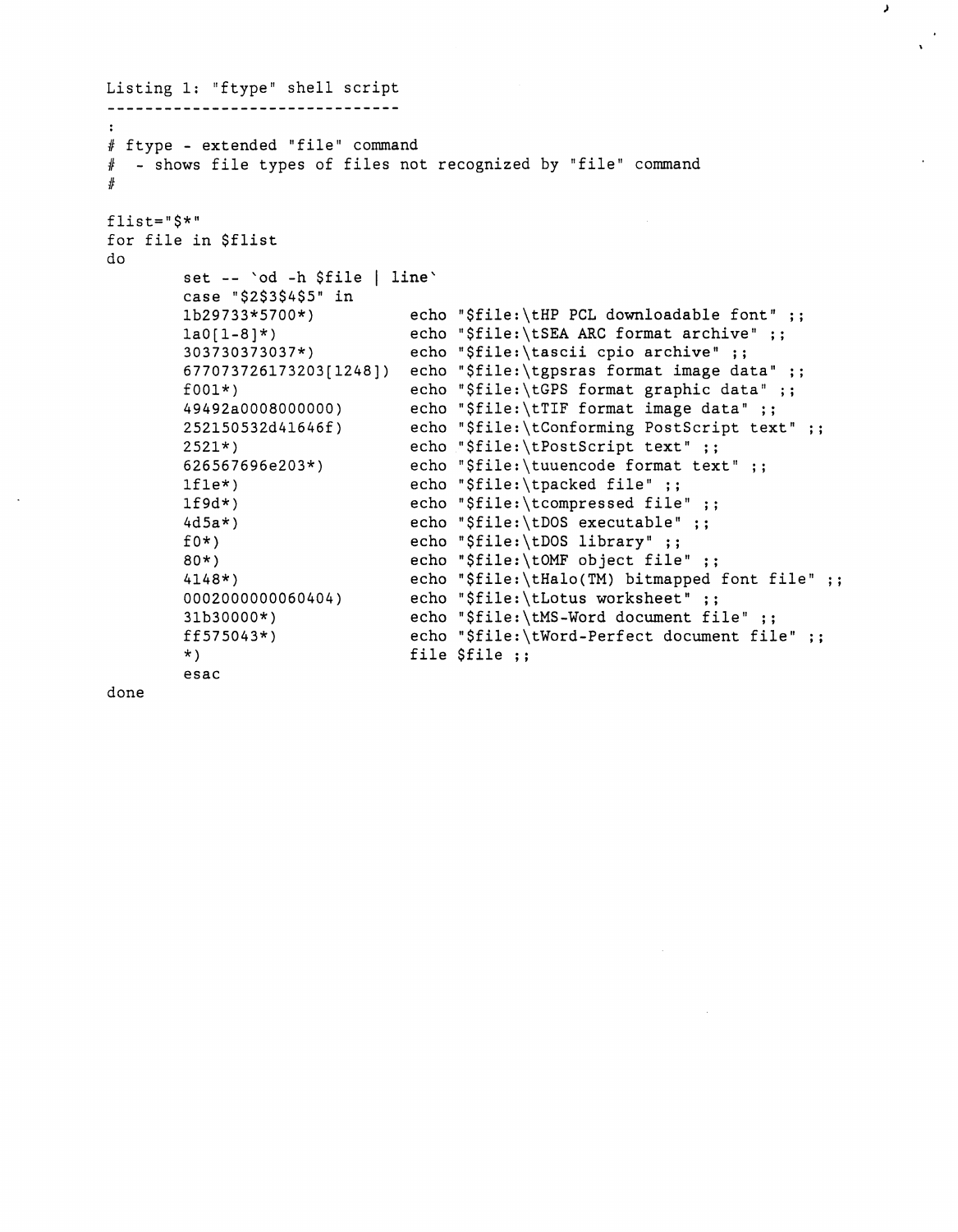Listing 1: "ftype" shell script

```
-------------------------------
:
# ftype - extended "file" command
#  - shows file types of files not recognized by "file" command
#

flist="$*"
for file in $flist
do
        set -- `od -h $file | line`
        case "$2$3$4$5" in
        1b29733*5700*)          echo "$file:\tHP PCL downloadable font" ;;
        1a0[1-8]*)              echo "$file:\tSEA ARC format archive" ;;
        303730373037*)          echo "$file:\tascii cpio archive" ;;
        677073726173203[1248])  echo "$file:\tgpsras format image data" ;;
        f001*)                  echo "$file:\tGPS format graphic data" ;;
        49492a0008000000)       echo "$file:\tTIF format image data" ;;
        252150532d41646f)       echo "$file:\tConforming PostScript text" ;;
        2521*)                  echo "$file:\tPostScript text" ;;
        626567696e203*)         echo "$file:\tuuencode format text" ;;
        1f1e*)                  echo "$file:\tpacked file" ;;
        1f9d*)                  echo "$file:\tcompressed file" ;;
        4d5a*)                  echo "$file:\tDOS executable" ;;
        f0*)                    echo "$file:\tDOS library" ;;
        80*)                    echo "$file:\tOMF object file" ;;
        4148*)                  echo "$file:\tHalo(TM) bitmapped font file" ;;
        0002000000060404)       echo "$file:\tLotus worksheet" ;;
        31b30000*)              echo "$file:\tMS-Word document file" ;;
        ff575043*)              echo "$file:\tWord-Perfect document file" ;;
        *)                      file $file ;;
        esac
done
```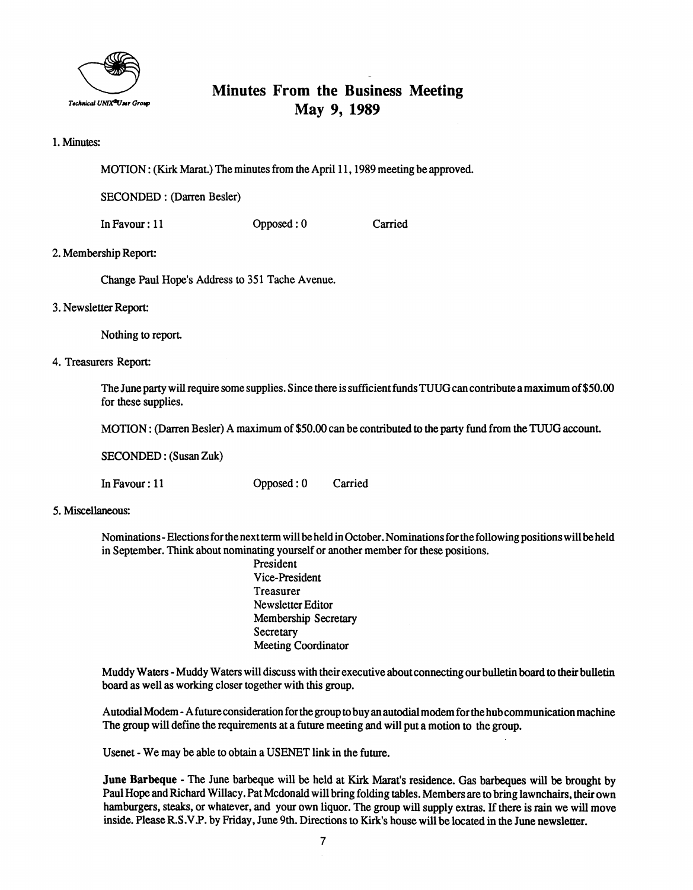Technical UNIX® User Group

# Minutes From the Business Meeting
# May 9, 1989

1. Minutes:

   MOTION : (Kirk Marat.) The minutes from the April 11, 1989 meeting be approved.

   SECONDED : (Darren Besler)

   In Favour : 11 Opposed : 0 Carried

2. Membership Report:

   Change Paul Hope's Address to 351 Tache Avenue.

3. Newsletter Report:

   Nothing to report.

4. Treasurers Report:

   The June party will require some supplies. Since there is sufficient funds TUUG can contribute a maximum of $50.00 for these supplies.

   MOTION : (Darren Besler) A maximum of $50.00 can be contributed to the party fund from the TUUG account.

   SECONDED : (Susan Zuk)

   In Favour : 11 Opposed : 0 Carried

5. Miscellaneous:

   Nominations - Elections for the next term will be held in October. Nominations for the following positions will be held in September. Think about nominating yourself or another member for these positions.

   - President
   - Vice-President
   - Treasurer
   - Newsletter Editor
   - Membership Secretary
   - Secretary
   - Meeting Coordinator

   Muddy Waters - Muddy Waters will discuss with their executive about connecting our bulletin board to their bulletin board as well as working closer together with this group.

   Autodial Modem - A future consideration for the group to buy an autodial modem for the hub communication machine The group will define the requirements at a future meeting and will put a motion to the group.

   Usenet - We may be able to obtain a USENET link in the future.

   **June Barbeque** - The June barbeque will be held at Kirk Marat's residence. Gas barbeques will be brought by Paul Hope and Richard Willacy. Pat Mcdonald will bring folding tables. Members are to bring lawnchairs, their own hamburgers, steaks, or whatever, and your own liquor. The group will supply extras. If there is rain we will move inside. Please R.S.V.P. by Friday, June 9th. Directions to Kirk's house will be located in the June newsletter.